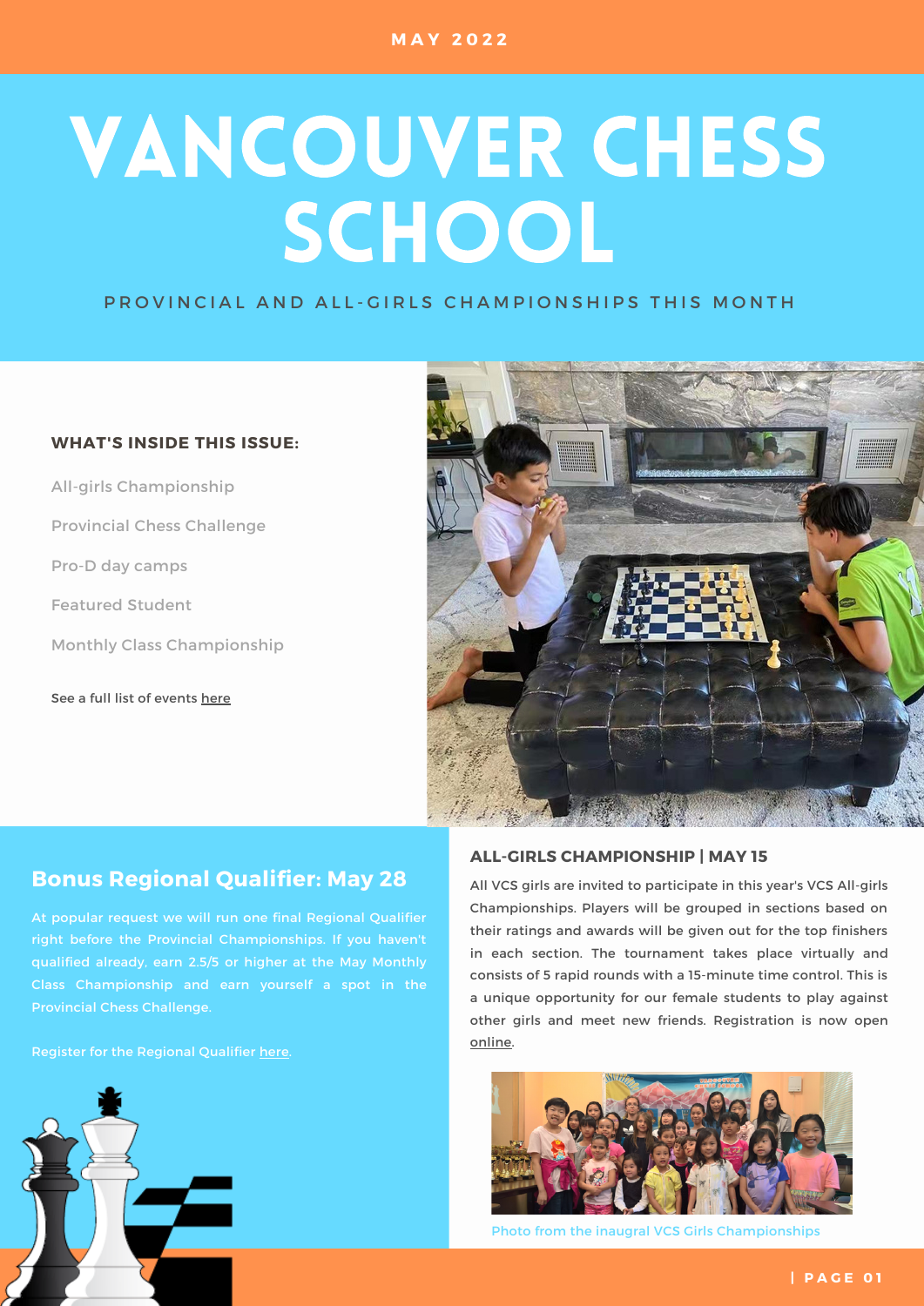MAY 2022

# VANCOUVER CHESS SCHOOL

PROVINCIAL AND ALL-GIRLS CHAMPIONSHIPS THIS MONTH

**WHAT'S INSIDE THIS ISSUE:**

- All-girls Championship
- Provincial Chess Challenge
- Pro-D day camps
- Featured Student
- Monthly Class Championship

See a full list of events here

## Bonus Regional Qualifier: May 28

At popular request we will run one final Regional Qualifier right before the Provincial Championships. If you haven't qualified already, earn 2.5/5 or higher at the May Monthly Class Championship and earn yourself a spot in the Provincial Chess Challenge.

Register for the Regional Qualifier here.

### ALL-GIRLS CHAMPIONSHIP | MAY 15

All VCS girls are invited to participate in this year's VCS All-girls Championships. Players will be grouped in sections based on their ratings and awards will be given out for the top finishers in each section. The tournament takes place virtually and consists of 5 rapid rounds with a 15-minute time control. This is a unique opportunity for our female students to play against other girls and meet new friends. Registration is now open online.

Photo from the inaugral VCS Girls Championships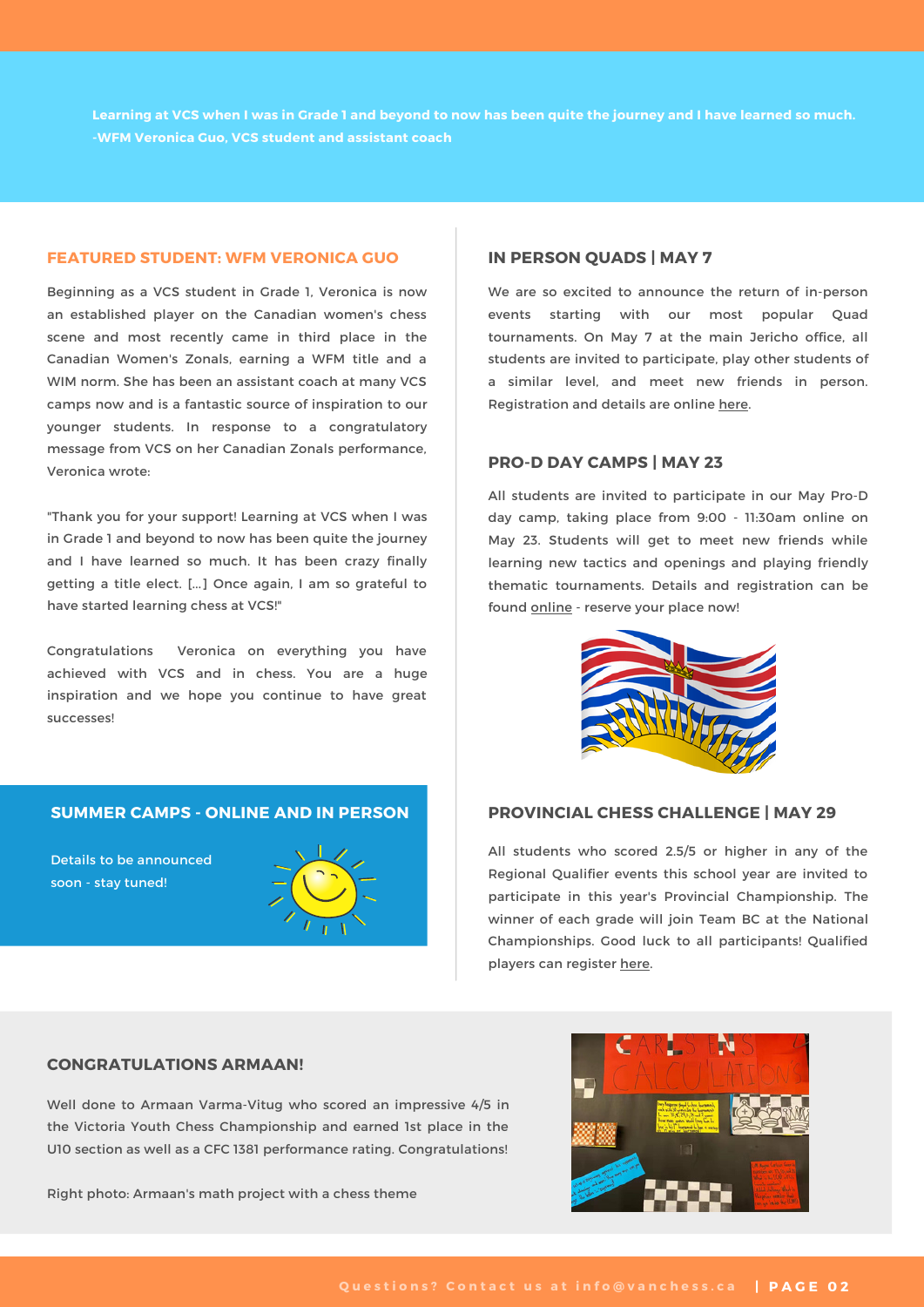Learning at VCS when I was in Grade 1 and beyond to now has been quite the journey and I have learned so much.
-WFM Veronica Guo, VCS student and assistant coach

## FEATURED STUDENT: WFM VERONICA GUO

Beginning as a VCS student in Grade 1, Veronica is now an established player on the Canadian women's chess scene and most recently came in third place in the Canadian Women's Zonals, earning a WFM title and a WIM norm. She has been an assistant coach at many VCS camps now and is a fantastic source of inspiration to our younger students. In response to a congratulatory message from VCS on her Canadian Zonals performance, Veronica wrote:

"Thank you for your support! Learning at VCS when I was in Grade 1 and beyond to now has been quite the journey and I have learned so much. It has been crazy finally getting a title elect. [...] Once again, I am so grateful to have started learning chess at VCS!"

Congratulations Veronica on everything you have achieved with VCS and in chess. You are a huge inspiration and we hope you continue to have great successes!

## SUMMER CAMPS - ONLINE AND IN PERSON

Details to be announced soon - stay tuned!

## IN PERSON QUADS | MAY 7

We are so excited to announce the return of in-person events starting with our most popular Quad tournaments. On May 7 at the main Jericho office, all students are invited to participate, play other students of a similar level, and meet new friends in person. Registration and details are online here.

## PRO-D DAY CAMPS | MAY 23

All students are invited to participate in our May Pro-D day camp, taking place from 9:00 - 11:30am online on May 23. Students will get to meet new friends while learning new tactics and openings and playing friendly thematic tournaments. Details and registration can be found online - reserve your place now!

## PROVINCIAL CHESS CHALLENGE | MAY 29

All students who scored 2.5/5 or higher in any of the Regional Qualifier events this school year are invited to participate in this year's Provincial Championship. The winner of each grade will join Team BC at the National Championships. Good luck to all participants! Qualified players can register here.

## CONGRATULATIONS ARMAAN!

Well done to Armaan Varma-Vitug who scored an impressive 4/5 in the Victoria Youth Chess Championship and earned 1st place in the U10 section as well as a CFC 1381 performance rating. Congratulations!

Right photo: Armaan's math project with a chess theme

Questions? Contact us at info@vanchess.ca